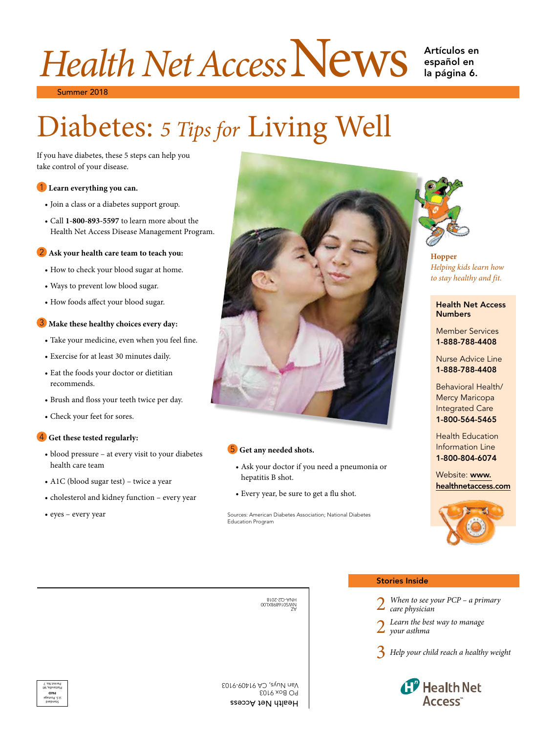# Health Net Access News

Artículos en español en la página 6.

Summer 2018

# Diabetes: *5 Tips for* Living Well

If you have diabetes, these 5 steps can help you take control of your disease.

**1 Learn everything you can.**

- Join a class or a diabetes support group.
- Call **1-800-893-5597** to learn more about the Health Net Access Disease Management Program.

**2 Ask your health care team to teach you:**

- How to check your blood sugar at home.
- Ways to prevent low blood sugar.
- How foods affect your blood sugar.

**3 Make these healthy choices every day:**

- Take your medicine, even when you feel fine.
- Exercise for at least 30 minutes daily.
- Eat the foods your doctor or dietitian recommends.
- Brush and floss your teeth twice per day.
- Check your feet for sores.

**4 Get these tested regularly:**

- blood pressure – at every visit to your diabetes health care team
- A1C (blood sugar test) – twice a year
- cholesterol and kidney function – every year
- eyes – every year

**5 Get any needed shots.**

- Ask your doctor if you need a pneumonia or hepatitis B shot.
- Every year, be sure to get a flu shot.

Sources: American Diabetes Association; National Diabetes Education Program

**Hopper**
*Helping kids learn how to stay healthy and fit.*

**Health Net Access Numbers**

Member Services
**1-888-788-4408**

Nurse Advice Line
**1-888-788-4408**

Behavioral Health/ Mercy Maricopa Integrated Care
**1-800-564-5465**

Health Education Information Line
**1-800-804-6074**

Website: **www.healthnetaccess.com**

## Stories Inside

2 *When to see your PCP – a primary care physician*

2 *Learn the best way to manage your asthma*

3 *Help your child reach a healthy weight*

Health Net Access

Health Net Access
PO Box 9103
Van Nuys, CA 91409-9103

AZ
NWS01689XL00
HNA-02-2018

Standard
U.S. Postage
PAID
Platteville, WI
Permit No. 7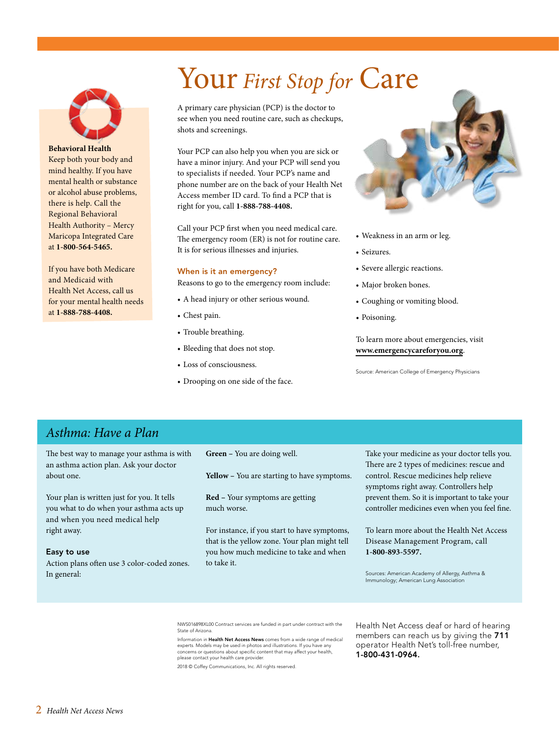# Your *First Stop for* Care

A primary care physician (PCP) is the doctor to see when you need routine care, such as checkups, shots and screenings.

Your PCP can also help you when you are sick or have a minor injury. And your PCP will send you to specialists if needed. Your PCP's name and phone number are on the back of your Health Net Access member ID card. To find a PCP that is right for you, call **1-888-788-4408.**

Call your PCP first when you need medical care. The emergency room (ER) is not for routine care. It is for serious illnesses and injuries.

### When is it an emergency?

Reasons to go to the emergency room include:

- A head injury or other serious wound.
- Chest pain.
- Trouble breathing.
- Bleeding that does not stop.
- Loss of consciousness.
- Drooping on one side of the face.
- Weakness in an arm or leg.
- Seizures.
- Severe allergic reactions.
- Major broken bones.
- Coughing or vomiting blood.
- Poisoning.

To learn more about emergencies, visit **www.emergencycareforyou.org**.

Source: American College of Emergency Physicians

**Behavioral Health**
Keep both your body and mind healthy. If you have mental health or substance or alcohol abuse problems, there is help. Call the Regional Behavioral Health Authority – Mercy Maricopa Integrated Care at **1-800-564-5465.**

If you have both Medicare and Medicaid with Health Net Access, call us for your mental health needs at **1-888-788-4408.**

## *Asthma: Have a Plan*

The best way to manage your asthma is with an asthma action plan. Ask your doctor about one.

Your plan is written just for you. It tells you what to do when your asthma acts up and when you need medical help right away.

### Easy to use

Action plans often use 3 color-coded zones. In general:

**Green** – You are doing well.

**Yellow** – You are starting to have symptoms.

**Red** – Your symptoms are getting much worse.

For instance, if you start to have symptoms, that is the yellow zone. Your plan might tell you how much medicine to take and when to take it.

Take your medicine as your doctor tells you. There are 2 types of medicines: rescue and control. Rescue medicines help relieve symptoms right away. Controllers help prevent them. So it is important to take your controller medicines even when you feel fine.

To learn more about the Health Net Access Disease Management Program, call **1-800-893-5597.**

Sources: American Academy of Allergy, Asthma & Immunology; American Lung Association

NWS016898XL00 Contract services are funded in part under contract with the State of Arizona.

Information in **Health Net Access News** comes from a wide range of medical experts. Models may be used in photos and illustrations. If you have any concerns or questions about specific content that may affect your health, please contact your health care provider.

2018 © Coffey Communications, Inc. All rights reserved.

Health Net Access deaf or hard of hearing members can reach us by giving the **711** operator Health Net's toll-free number, **1-800-431-0964.**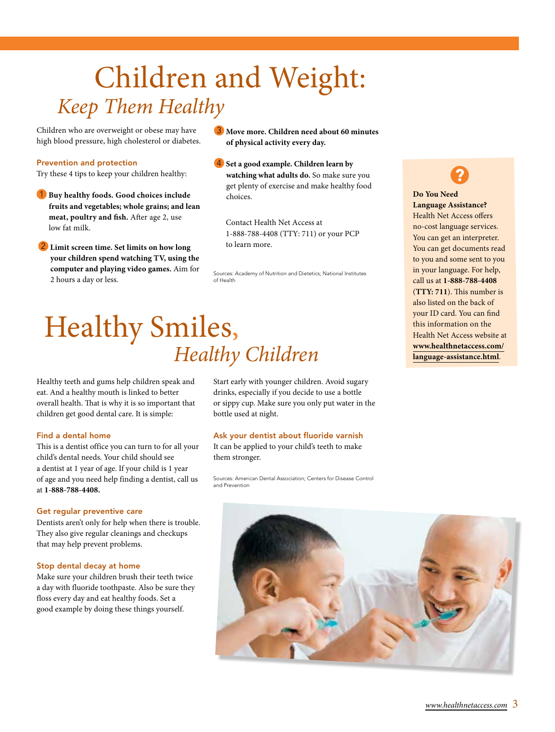# Children and Weight: *Keep Them Healthy*

Children who are overweight or obese may have high blood pressure, high cholesterol or diabetes.

### Prevention and protection

Try these 4 tips to keep your children healthy:

1. **Buy healthy foods. Good choices include fruits and vegetables; whole grains; and lean meat, poultry and fish.** After age 2, use low fat milk.
2. **Limit screen time. Set limits on how long your children spend watching TV, using the computer and playing video games.** Aim for 2 hours a day or less.
3. **Move more. Children need about 60 minutes of physical activity every day.**
4. **Set a good example. Children learn by watching what adults do.** So make sure you get plenty of exercise and make healthy food choices.

Contact Health Net Access at 1-888-788-4408 (TTY: 711) or your PCP to learn more.

Sources: Academy of Nutrition and Dietetics; National Institutes of Health

# Healthy Smiles, *Healthy Children*

Healthy teeth and gums help children speak and eat. And a healthy mouth is linked to better overall health. That is why it is so important that children get good dental care. It is simple:

### Find a dental home

This is a dentist office you can turn to for all your child's dental needs. Your child should see a dentist at 1 year of age. If your child is 1 year of age and you need help finding a dentist, call us at **1-888-788-4408.**

### Get regular preventive care

Dentists aren't only for help when there is trouble. They also give regular cleanings and checkups that may help prevent problems.

### Stop dental decay at home

Make sure your children brush their teeth twice a day with fluoride toothpaste. Also be sure they floss every day and eat healthy foods. Set a good example by doing these things yourself.

Start early with younger children. Avoid sugary drinks, especially if you decide to use a bottle or sippy cup. Make sure you only put water in the bottle used at night.

### Ask your dentist about fluoride varnish

It can be applied to your child's teeth to make them stronger.

Sources: American Dental Association; Centers for Disease Control and Prevention

**Do You Need Language Assistance?**
Health Net Access offers no-cost language services. You can get an interpreter. You can get documents read to you and some sent to you in your language. For help, call us at **1-888-788-4408** (**TTY: 711**). This number is also listed on the back of your ID card. You can find this information on the Health Net Access website at **www.healthnetaccess.com/language-assistance.html**.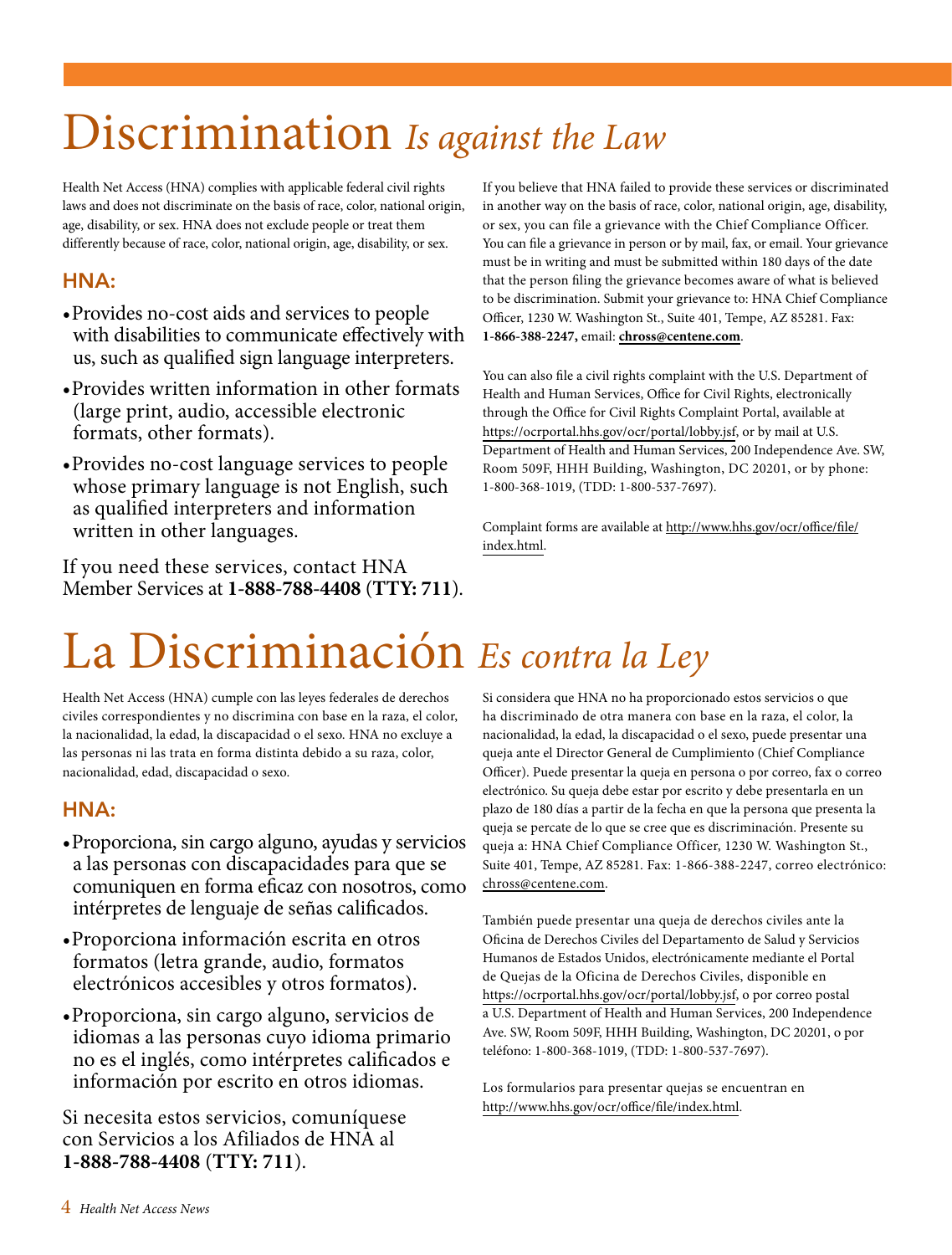# Discrimination *Is against the Law*

Health Net Access (HNA) complies with applicable federal civil rights laws and does not discriminate on the basis of race, color, national origin, age, disability, or sex. HNA does not exclude people or treat them differently because of race, color, national origin, age, disability, or sex.

## HNA:

- Provides no-cost aids and services to people with disabilities to communicate effectively with us, such as qualified sign language interpreters.
- Provides written information in other formats (large print, audio, accessible electronic formats, other formats).
- Provides no-cost language services to people whose primary language is not English, such as qualified interpreters and information written in other languages.

If you need these services, contact HNA Member Services at **1-888-788-4408** (**TTY: 711**).

If you believe that HNA failed to provide these services or discriminated in another way on the basis of race, color, national origin, age, disability, or sex, you can file a grievance with the Chief Compliance Officer. You can file a grievance in person or by mail, fax, or email. Your grievance must be in writing and must be submitted within 180 days of the date that the person filing the grievance becomes aware of what is believed to be discrimination. Submit your grievance to: HNA Chief Compliance Officer, 1230 W. Washington St., Suite 401, Tempe, AZ 85281. Fax: **1-866-388-2247,** email: **chross@centene.com**.

You can also file a civil rights complaint with the U.S. Department of Health and Human Services, Office for Civil Rights, electronically through the Office for Civil Rights Complaint Portal, available at https://ocrportal.hhs.gov/ocr/portal/lobby.jsf, or by mail at U.S. Department of Health and Human Services, 200 Independence Ave. SW, Room 509F, HHH Building, Washington, DC 20201, or by phone: 1-800-368-1019, (TDD: 1-800-537-7697).

Complaint forms are available at http://www.hhs.gov/ocr/office/file/index.html.

# La Discriminación *Es contra la Ley*

Health Net Access (HNA) cumple con las leyes federales de derechos civiles correspondientes y no discrimina con base en la raza, el color, la nacionalidad, la edad, la discapacidad o el sexo. HNA no excluye a las personas ni las trata en forma distinta debido a su raza, color, nacionalidad, edad, discapacidad o sexo.

## HNA:

- Proporciona, sin cargo alguno, ayudas y servicios a las personas con discapacidades para que se comuniquen en forma eficaz con nosotros, como intérpretes de lenguaje de señas calificados.
- Proporciona información escrita en otros formatos (letra grande, audio, formatos electrónicos accesibles y otros formatos).
- Proporciona, sin cargo alguno, servicios de idiomas a las personas cuyo idioma primario no es el inglés, como intérpretes calificados e información por escrito en otros idiomas.

Si necesita estos servicios, comuníquese con Servicios a los Afiliados de HNA al **1-888-788-4408** (**TTY: 711**).

Si considera que HNA no ha proporcionado estos servicios o que ha discriminado de otra manera con base en la raza, el color, la nacionalidad, la edad, la discapacidad o el sexo, puede presentar una queja ante el Director General de Cumplimiento (Chief Compliance Officer). Puede presentar la queja en persona o por correo, fax o correo electrónico. Su queja debe estar por escrito y debe presentarla en un plazo de 180 días a partir de la fecha en que la persona que presenta la queja se percate de lo que se cree que es discriminación. Presente su queja a: HNA Chief Compliance Officer, 1230 W. Washington St., Suite 401, Tempe, AZ 85281. Fax: 1-866-388-2247, correo electrónico: chross@centene.com.

También puede presentar una queja de derechos civiles ante la Oficina de Derechos Civiles del Departamento de Salud y Servicios Humanos de Estados Unidos, electrónicamente mediante el Portal de Quejas de la Oficina de Derechos Civiles, disponible en https://ocrportal.hhs.gov/ocr/portal/lobby.jsf, o por correo postal a U.S. Department of Health and Human Services, 200 Independence Ave. SW, Room 509F, HHH Building, Washington, DC 20201, o por teléfono: 1-800-368-1019, (TDD: 1-800-537-7697).

Los formularios para presentar quejas se encuentran en http://www.hhs.gov/ocr/office/file/index.html.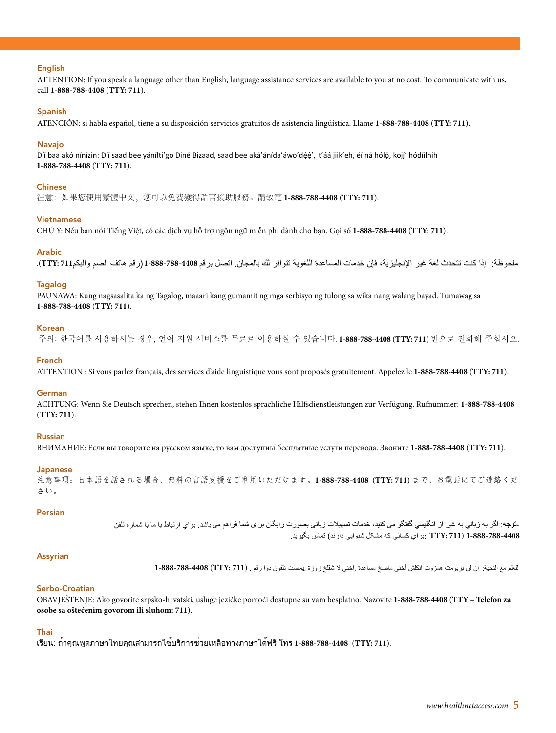## English

ATTENTION: If you speak a language other than English, language assistance services are available to you at no cost. To communicate with us, call **1-888-788-4408** (**TTY: 711**).

## Spanish

ATENCIÓN: si habla español, tiene a su disposición servicios gratuitos de asistencia lingüística. Llame **1-888-788-4408** (**TTY: 711**).

## Navajo

Díí baa akó nínízin: Díí saad bee yáníłti'go Diné Bizaad, saad bee aká'ánída'áwo'dę́ę́', t'áá jiik'eh, éí ná hóló, kojį' hódíílnih **1-888-788-4408** (**TTY: 711**).

## Chinese

注意：如果您使用繁體中文，您可以免費獲得語言援助服務。請致電 **1-888-788-4408** (**TTY: 711**).

## Vietnamese

CHÚ Ý: Nếu bạn nói Tiếng Việt, có các dịch vụ hỗ trợ ngôn ngữ miễn phí dành cho bạn. Gọi số **1-888-788-4408** (**TTY: 711**).

## Arabic

ملحوظة: إذا كنت تتحدث لغة غير الإنجليزية، فإن خدمات المساعدة اللغوية تتوافر لك بالمجان. اتصل برقم **1-888-788-4408** (رقم هاتف الصم والبكم**TTY: 711**).

## Tagalog

PAUNAWA: Kung nagsasalita ka ng Tagalog, maaari kang gumamit ng mga serbisyo ng tulong sa wika nang walang bayad. Tumawag sa **1-888-788-4408** (**TTY: 711**).

## Korean

주의: 한국어를 사용하시는 경우, 언어 지원 서비스를 무료로 이용하실 수 있습니다. **1-888-788-4408** (**TTY: 711**) 번으로 전화해 주십시오.

## French

ATTENTION : Si vous parlez français, des services d'aide linguistique vous sont proposés gratuitement. Appelez le **1-888-788-4408** (**TTY: 711**).

## German

ACHTUNG: Wenn Sie Deutsch sprechen, stehen Ihnen kostenlos sprachliche Hilfsdienstleistungen zur Verfügung. Rufnummer: **1-888-788-4408** (**TTY: 711**).

## Russian

ВНИМАНИЕ: Если вы говорите на русском языке, то вам доступны бесплатные услуги перевода. Звоните **1-888-788-4408** (**TTY: 711**).

## Japanese

注意事項：日本語を話される場合、無料の言語支援をご利用いただけます。**1-888-788-4408** (**TTY: 711**) まで、お電話にてご連絡ください。

## Persian

**توجه**: اگر به زبانی به غیر از انگلیسي گفتگو می کنید، خدمات تسهیلات زبانی بصورت رایگان برای شما فراهم می‌باشد. براي ارتباط با ما با شماره تلفن **1-888-788-4408** (**TTY: 711** :براي کساني که مشکل شنوايي دارند) تماس بگيريد.

## Assyrian

للعلم مع التحية: ان لن بريومت همزوت انكلش أخني ماصخ مساعدة .اخني لا شقلخ زوزة .يمصت تلفون دوا رقم . **1-888-788-4408** (**TTY: 711**)

## Serbo-Croatian

OBAVJEŠTENJE: Ako govorite srpsko-hrvatski, usluge jezičke pomoći dostupne su vam besplatno. Nazovite **1-888-788-4408** (**TTY – Telefon za osobe sa oštećenim govorom ili sluhom: 711**).

## Thai

เรียน: ถ้าคุณพูดภาษาไทยคุณสามารถใช้บริการช่วยเหลือทางภาษาได้ฟรี โทร **1-888-788-4408** (**TTY: 711**).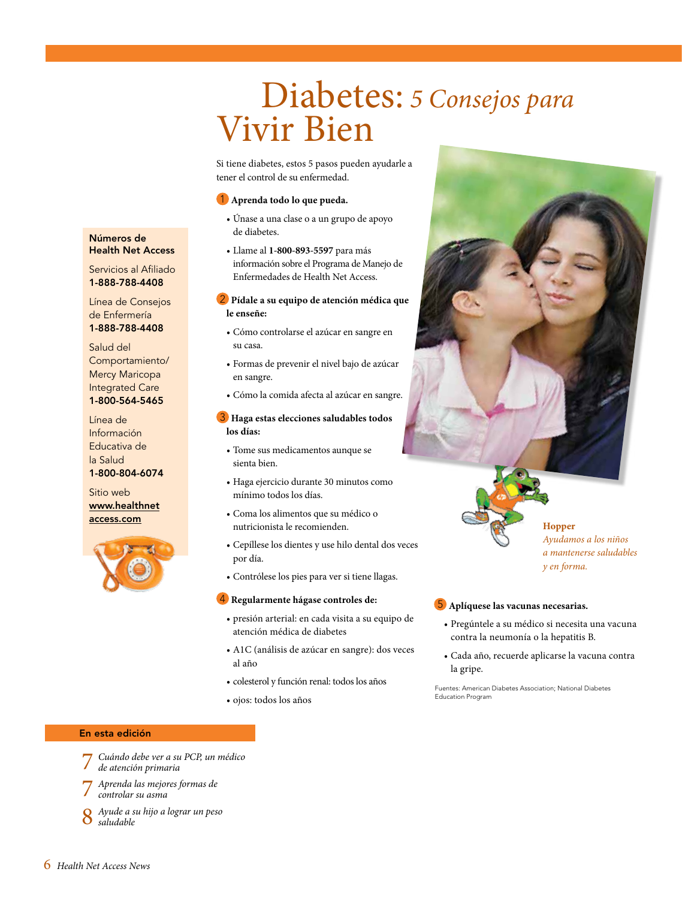# Diabetes: *5 Consejos para* Vivir Bien

Si tiene diabetes, estos 5 pasos pueden ayudarle a tener el control de su enfermedad.

**1 Aprenda todo lo que pueda.**

- Únase a una clase o a un grupo de apoyo de diabetes.
- Llame al **1-800-893-5597** para más información sobre el Programa de Manejo de Enfermedades de Health Net Access.

**2 Pídale a su equipo de atención médica que le enseñe:**

- Cómo controlarse el azúcar en sangre en su casa.
- Formas de prevenir el nivel bajo de azúcar en sangre.
- Cómo la comida afecta al azúcar en sangre.

**3 Haga estas elecciones saludables todos los días:**

- Tome sus medicamentos aunque se sienta bien.
- Haga ejercicio durante 30 minutos como mínimo todos los días.
- Coma los alimentos que su médico o nutricionista le recomienden.
- Cepíllese los dientes y use hilo dental dos veces por día.
- Contrólese los pies para ver si tiene llagas.

**4 Regularmente hágase controles de:**

- presión arterial: en cada visita a su equipo de atención médica de diabetes
- A1C (análisis de azúcar en sangre): dos veces al año
- colesterol y función renal: todos los años
- ojos: todos los años

**5 Aplíquese las vacunas necesarias.**

- Pregúntele a su médico si necesita una vacuna contra la neumonía o la hepatitis B.
- Cada año, recuerde aplicarse la vacuna contra la gripe.

Fuentes: American Diabetes Association; National Diabetes Education Program

**Hopper**
*Ayudamos a los niños a mantenerse saludables y en forma.*

**Números de Health Net Access**

Servicios al Afiliado
**1-888-788-4408**

Línea de Consejos de Enfermería
**1-888-788-4408**

Salud del Comportamiento/ Mercy Maricopa Integrated Care
**1-800-564-5465**

Línea de Información Educativa de la Salud
**1-800-804-6074**

Sitio web
**www.healthnetaccess.com**

**En esta edición**

7 *Cuándo debe ver a su PCP, un médico de atención primaria*

7 *Aprenda las mejores formas de controlar su asma*

8 *Ayude a su hijo a lograr un peso saludable*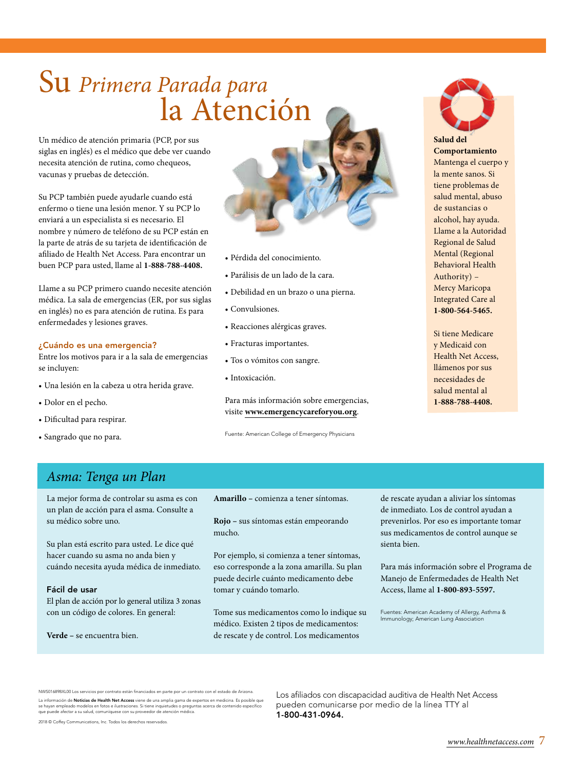# Su *Primera Parada para* la Atención

Un médico de atención primaria (PCP, por sus siglas en inglés) es el médico que debe ver cuando necesita atención de rutina, como chequeos, vacunas y pruebas de detección.

Su PCP también puede ayudarle cuando está enfermo o tiene una lesión menor. Y su PCP lo enviará a un especialista si es necesario. El nombre y número de teléfono de su PCP están en la parte de atrás de su tarjeta de identificación de afiliado de Health Net Access. Para encontrar un buen PCP para usted, llame al **1-888-788-4408.**

Llame a su PCP primero cuando necesite atención médica. La sala de emergencias (ER, por sus siglas en inglés) no es para atención de rutina. Es para enfermedades y lesiones graves.

### ¿Cuándo es una emergencia?

Entre los motivos para ir a la sala de emergencias se incluyen:

- Una lesión en la cabeza u otra herida grave.
- Dolor en el pecho.
- Dificultad para respirar.
- Sangrado que no para.
- Pérdida del conocimiento.
- Parálisis de un lado de la cara.
- Debilidad en un brazo o una pierna.
- Convulsiones.
- Reacciones alérgicas graves.
- Fracturas importantes.
- Tos o vómitos con sangre.
- Intoxicación.

Para más información sobre emergencias, visite **www.emergencycareforyou.org**.

Fuente: American College of Emergency Physicians

**Salud del Comportamiento**

Mantenga el cuerpo y la mente sanos. Si tiene problemas de salud mental, abuso de sustancias o alcohol, hay ayuda. Llame a la Autoridad Regional de Salud Mental (Regional Behavioral Health Authority) – Mercy Maricopa Integrated Care al **1-800-564-5465.**

Si tiene Medicare y Medicaid con Health Net Access, llámenos por sus necesidades de salud mental al **1-888-788-4408.**

## *Asma: Tenga un Plan*

La mejor forma de controlar su asma es con un plan de acción para el asma. Consulte a su médico sobre uno.

Su plan está escrito para usted. Le dice qué hacer cuando su asma no anda bien y cuándo necesita ayuda médica de inmediato.

### Fácil de usar

El plan de acción por lo general utiliza 3 zonas con un código de colores. En general:

**Verde** – se encuentra bien.

**Amarillo** – comienza a tener síntomas.

**Rojo** – sus síntomas están empeorando mucho.

Por ejemplo, si comienza a tener síntomas, eso corresponde a la zona amarilla. Su plan puede decirle cuánto medicamento debe tomar y cuándo tomarlo.

Tome sus medicamentos como lo indique su médico. Existen 2 tipos de medicamentos: de rescate y de control. Los medicamentos de rescate ayudan a aliviar los síntomas de inmediato. Los de control ayudan a prevenirlos. Por eso es importante tomar sus medicamentos de control aunque se sienta bien.

Para más información sobre el Programa de Manejo de Enfermedades de Health Net Access, llame al **1-800-893-5597.**

Fuentes: American Academy of Allergy, Asthma & Immunology; American Lung Association

NWS016898XL00 Los servicios por contrato están financiados en parte por un contrato con el estado de Arizona.

La información de **Noticias de Health Net Access** viene de una amplia gama de expertos en medicina. Es posible que se hayan empleado modelos en fotos e ilustraciones. Si tiene inquietudes o preguntas acerca de contenido específico que puede afectar a su salud, comuníquese con su proveedor de atención médica.

2018 © Coffey Communications, Inc. Todos los derechos reservados.

Los afiliados con discapacidad auditiva de Health Net Access pueden comunicarse por medio de la línea TTY al **1-800-431-0964.**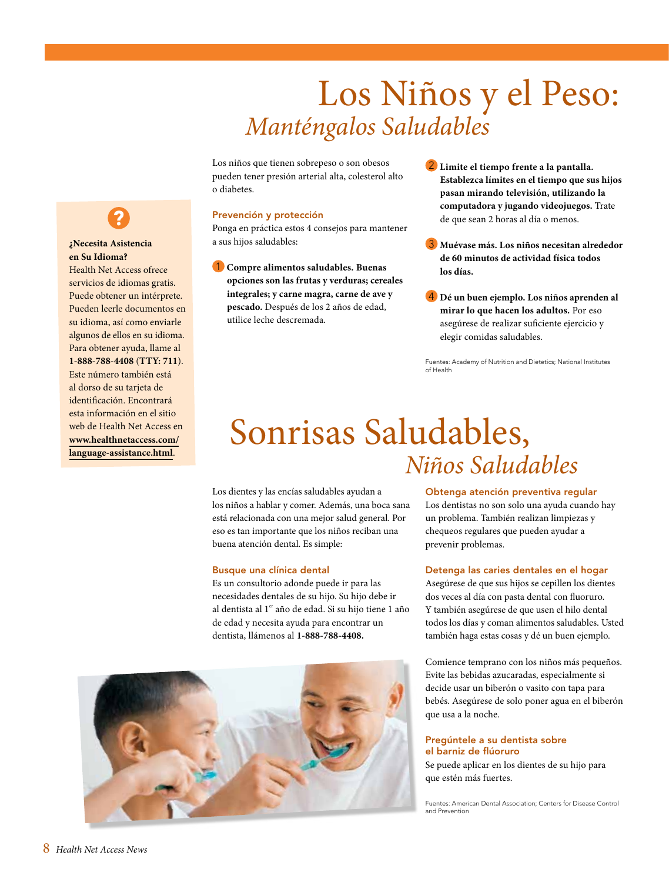# Los Niños y el Peso:

## *Manténgalos Saludables*

Los niños que tienen sobrepeso o son obesos pueden tener presión arterial alta, colesterol alto o diabetes.

### Prevención y protección

Ponga en práctica estos 4 consejos para mantener a sus hijos saludables:

1. **Compre alimentos saludables. Buenas opciones son las frutas y verduras; cereales integrales; y carne magra, carne de ave y pescado.** Después de los 2 años de edad, utilice leche descremada.
2. **Limite el tiempo frente a la pantalla. Establezca límites en el tiempo que sus hijos pasan mirando televisión, utilizando la computadora y jugando videojuegos.** Trate de que sean 2 horas al día o menos.
3. **Muévase más. Los niños necesitan alrededor de 60 minutos de actividad física todos los días.**
4. **Dé un buen ejemplo. Los niños aprenden al mirar lo que hacen los adultos.** Por eso asegúrese de realizar suficiente ejercicio y elegir comidas saludables.

Fuentes: Academy of Nutrition and Dietetics; National Institutes of Health

**¿Necesita Asistencia en Su Idioma?**
Health Net Access ofrece servicios de idiomas gratis. Puede obtener un intérprete. Pueden leerle documentos en su idioma, así como enviarle algunos de ellos en su idioma. Para obtener ayuda, llame al **1-888-788-4408** (**TTY: 711**). Este número también está al dorso de su tarjeta de identificación. Encontrará esta información en el sitio web de Health Net Access en **www.healthnetaccess.com/language-assistance.html**.

# Sonrisas Saludables,

## *Niños Saludables*

Los dientes y las encías saludables ayudan a los niños a hablar y comer. Además, una boca sana está relacionada con una mejor salud general. Por eso es tan importante que los niños reciban una buena atención dental. Es simple:

### Busque una clínica dental

Es un consultorio adonde puede ir para las necesidades dentales de su hijo. Su hijo debe ir al dentista al 1[er] año de edad. Si su hijo tiene 1 año de edad y necesita ayuda para encontrar un dentista, llámenos al **1-888-788-4408.**

### Obtenga atención preventiva regular

Los dentistas no son solo una ayuda cuando hay un problema. También realizan limpiezas y chequeos regulares que pueden ayudar a prevenir problemas.

### Detenga las caries dentales en el hogar

Asegúrese de que sus hijos se cepillen los dientes dos veces al día con pasta dental con fluoruro. Y también asegúrese de que usen el hilo dental todos los días y coman alimentos saludables. Usted también haga estas cosas y dé un buen ejemplo.

Comience temprano con los niños más pequeños. Evite las bebidas azucaradas, especialmente si decide usar un biberón o vasito con tapa para bebés. Asegúrese de solo poner agua en el biberón que usa a la noche.

### Pregúntele a su dentista sobre el barniz de flúoruro

Se puede aplicar en los dientes de su hijo para que estén más fuertes.

Fuentes: American Dental Association; Centers for Disease Control and Prevention